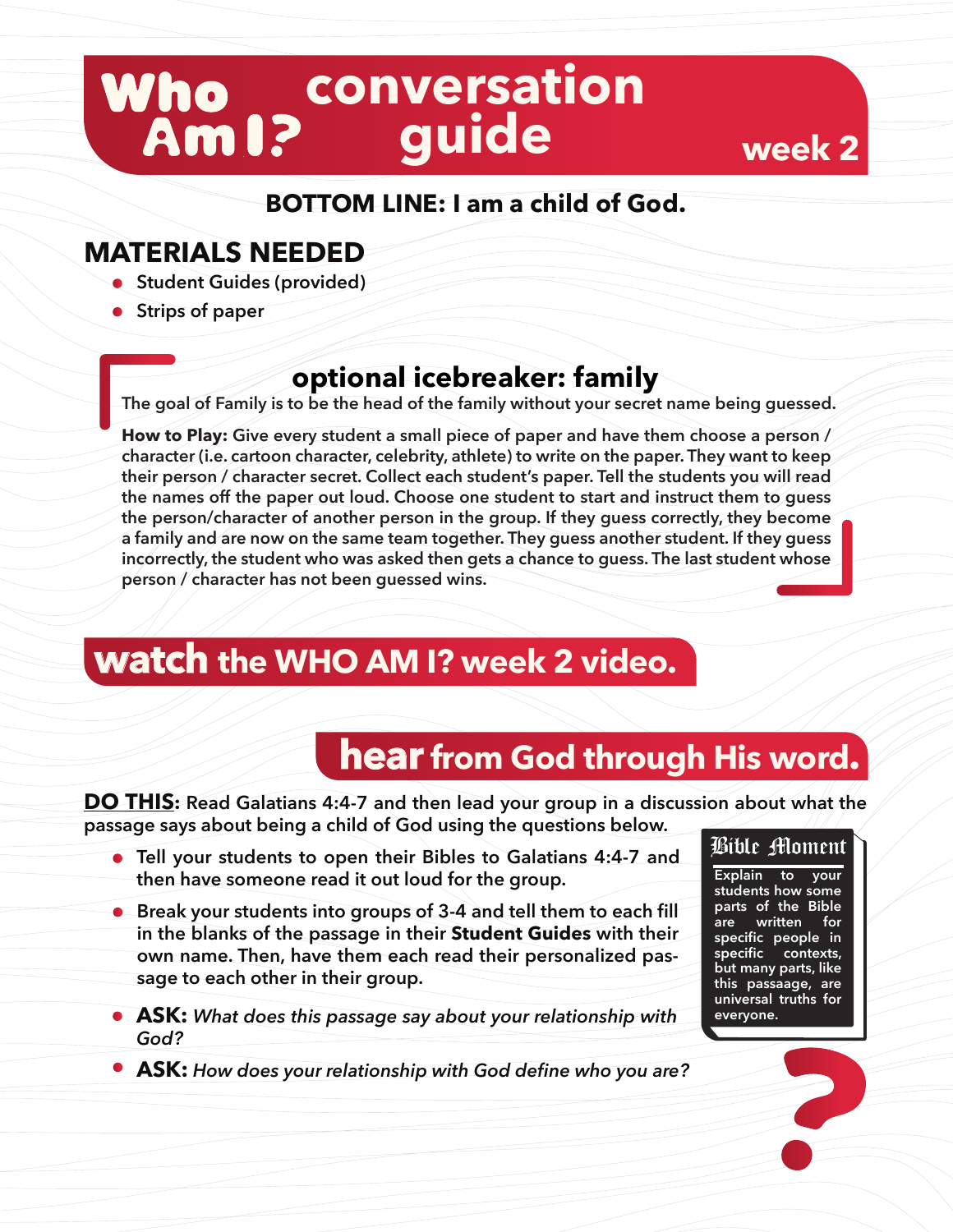# Who Am I? conversation guide

## week 2

**BOTTOM LINE: I am a child of God.**

## MATERIALS NEEDED

- Student Guides (provided)
- Strips of paper

### optional icebreaker: family

The goal of Family is to be the head of the family without your secret name being guessed.

**How to Play:** Give every student a small piece of paper and have them choose a person / character (i.e. cartoon character, celebrity, athlete) to write on the paper. They want to keep their person / character secret. Collect each student's paper. Tell the students you will read the names off the paper out loud. Choose one student to start and instruct them to guess the person/character of another person in the group. If they guess correctly, they become a family and are now on the same team together. They guess another student. If they guess incorrectly, the student who was asked then gets a chance to guess. The last student whose person / character has not been guessed wins.

## watch the WHO AM I? week 2 video.

## hear from God through His word.

**DO THIS:** Read Galatians 4:4-7 and then lead your group in a discussion about what the passage says about being a child of God using the questions below.

- Tell your students to open their Bibles to Galatians 4:4-7 and then have someone read it out loud for the group.
- Break your students into groups of 3-4 and tell them to each fill in the blanks of the passage in their **Student Guides** with their own name. Then, have them each read their personalized passage to each other in their group.
- **ASK:** *What does this passage say about your relationship with God?*
- **ASK:** *How does your relationship with God define who you are?*

**Bible Moment**

Explain to your students how some parts of the Bible are written for specific people in specific contexts, but many parts, like this passaage, are universal truths for everyone.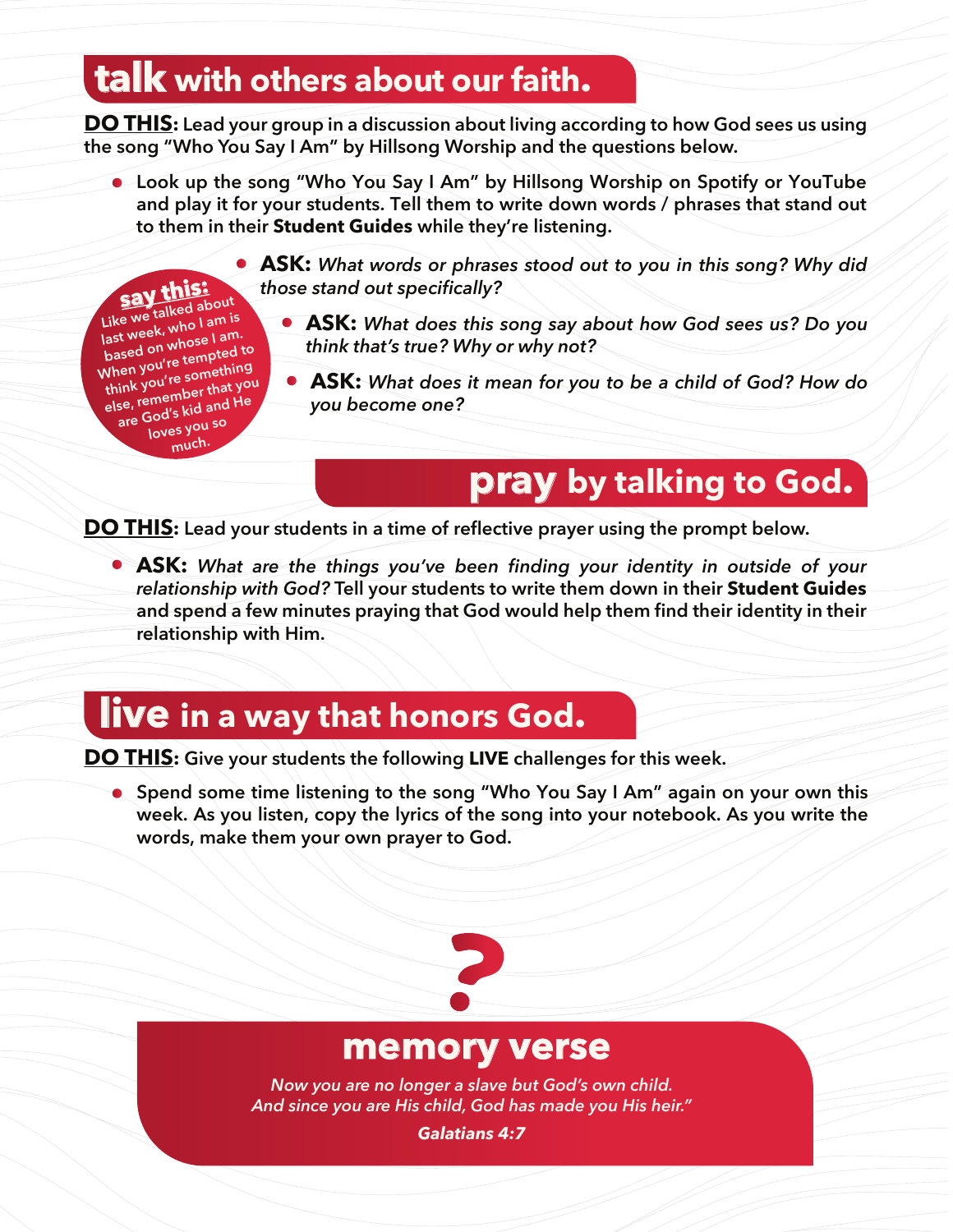## talk with others about our faith.

**DO THIS:** Lead your group in a discussion about living according to how God sees us using the song "Who You Say I Am" by Hillsong Worship and the questions below.

- Look up the song "Who You Say I Am" by Hillsong Worship on Spotify or YouTube and play it for your students. Tell them to write down words / phrases that stand out to them in their **Student Guides** while they're listening.
  - **ASK:** *What words or phrases stood out to you in this song? Why did those stand out specifically?*
  - **ASK:** *What does this song say about how God sees us? Do you think that's true? Why or why not?*
  - **ASK:** *What does it mean for you to be a child of God? How do you become one?*

**say this:** Like we talked about last week, who I am is based on whose I am. When you're tempted to think you're something else, remember that you are God's kid and He loves you so much.

## pray by talking to God.

**DO THIS:** Lead your students in a time of reflective prayer using the prompt below.

- **ASK:** *What are the things you've been finding your identity in outside of your relationship with God?* Tell your students to write them down in their **Student Guides** and spend a few minutes praying that God would help them find their identity in their relationship with Him.

## live in a way that honors God.

**DO THIS:** Give your students the following **LIVE** challenges for this week.

- Spend some time listening to the song "Who You Say I Am" again on your own this week. As you listen, copy the lyrics of the song into your notebook. As you write the words, make them your own prayer to God.

## memory verse

*Now you are no longer a slave but God's own child. And since you are His child, God has made you His heir."*

***Galatians 4:7***